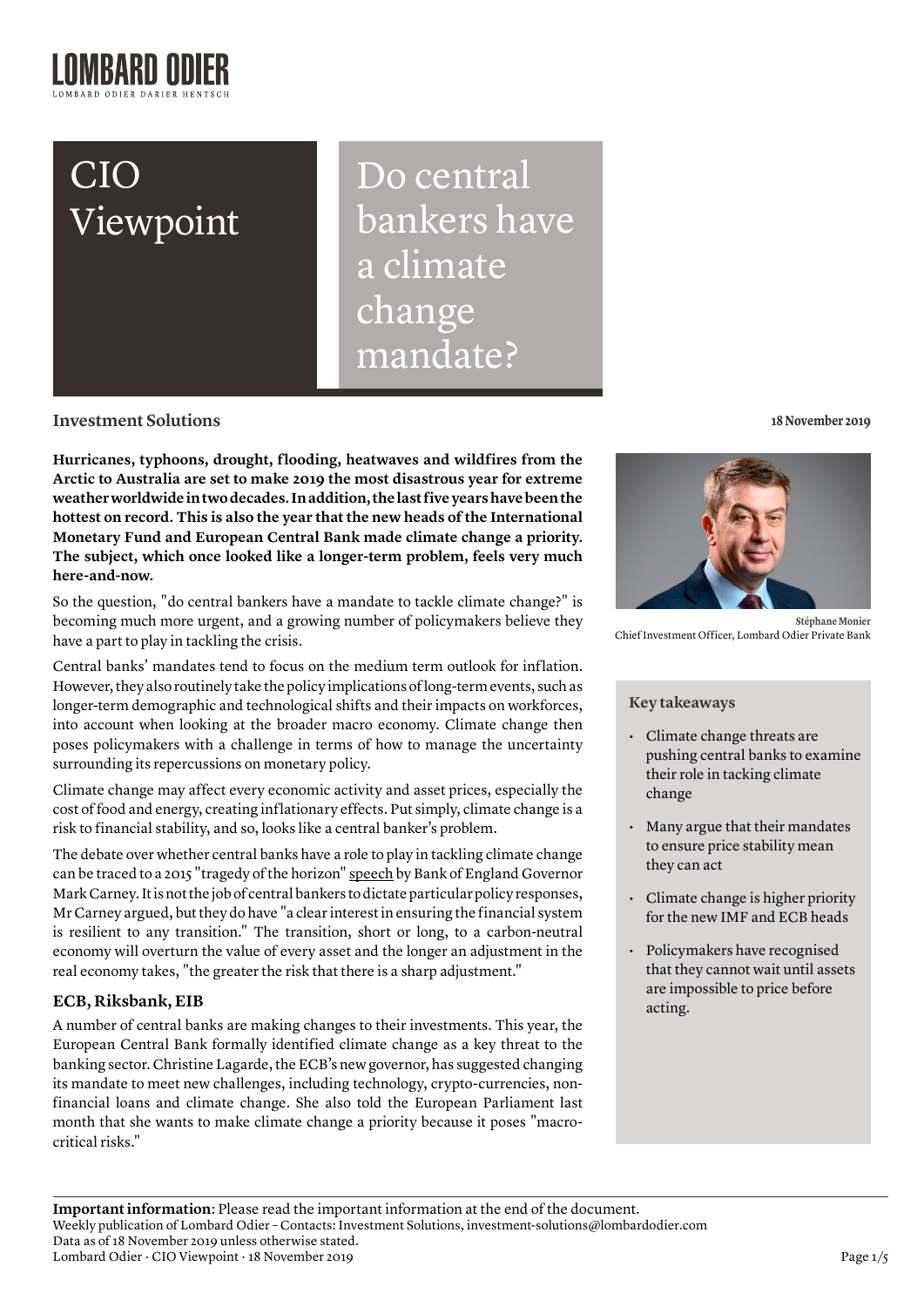# CIO Viewpoint

# Do central bankers have a climate change mandate?

**Investment Solutions**

18 November 2019

**Hurricanes, typhoons, drought, flooding, heatwaves and wildfires from the Arctic to Australia are set to make 2019 the most disastrous year for extreme weather worldwide in two decades. In addition, the last five years have been the hottest on record. This is also the year that the new heads of the International Monetary Fund and European Central Bank made climate change a priority. The subject, which once looked like a longer-term problem, feels very much here-and-now.**

So the question, "do central bankers have a mandate to tackle climate change?" is becoming much more urgent, and a growing number of policymakers believe they have a part to play in tackling the crisis.

Central banks' mandates tend to focus on the medium term outlook for inflation. However, they also routinely take the policy implications of long-term events, such as longer-term demographic and technological shifts and their impacts on workforces, into account when looking at the broader macro economy. Climate change then poses policymakers with a challenge in terms of how to manage the uncertainty surrounding its repercussions on monetary policy.

Climate change may affect every economic activity and asset prices, especially the cost of food and energy, creating inflationary effects. Put simply, climate change is a risk to financial stability, and so, looks like a central banker's problem.

The debate over whether central banks have a role to play in tackling climate change can be traced to a 2015 "tragedy of the horizon" speech by Bank of England Governor Mark Carney. It is not the job of central bankers to dictate particular policy responses, Mr Carney argued, but they do have "a clear interest in ensuring the financial system is resilient to any transition." The transition, short or long, to a carbon-neutral economy will overturn the value of every asset and the longer an adjustment in the real economy takes, "the greater the risk that there is a sharp adjustment."

### ECB, Riksbank, EIB

A number of central banks are making changes to their investments. This year, the European Central Bank formally identified climate change as a key threat to the banking sector. Christine Lagarde, the ECB's new governor, has suggested changing its mandate to meet new challenges, including technology, crypto-currencies, non-financial loans and climate change. She also told the European Parliament last month that she wants to make climate change a priority because it poses "macro-critical risks."

**Stéphane Monier**
Chief Investment Officer, Lombard Odier Private Bank

**Key takeaways**

- Climate change threats are pushing central banks to examine their role in tacking climate change
- Many argue that their mandates to ensure price stability mean they can act
- Climate change is higher priority for the new IMF and ECB heads
- Policymakers have recognised that they cannot wait until assets are impossible to price before acting.

**Important information**: Please read the important information at the end of the document.
Weekly publication of Lombard Odier – Contacts: Investment Solutions, investment-solutions@lombardodier.com
Data as of 18 November 2019 unless otherwise stated.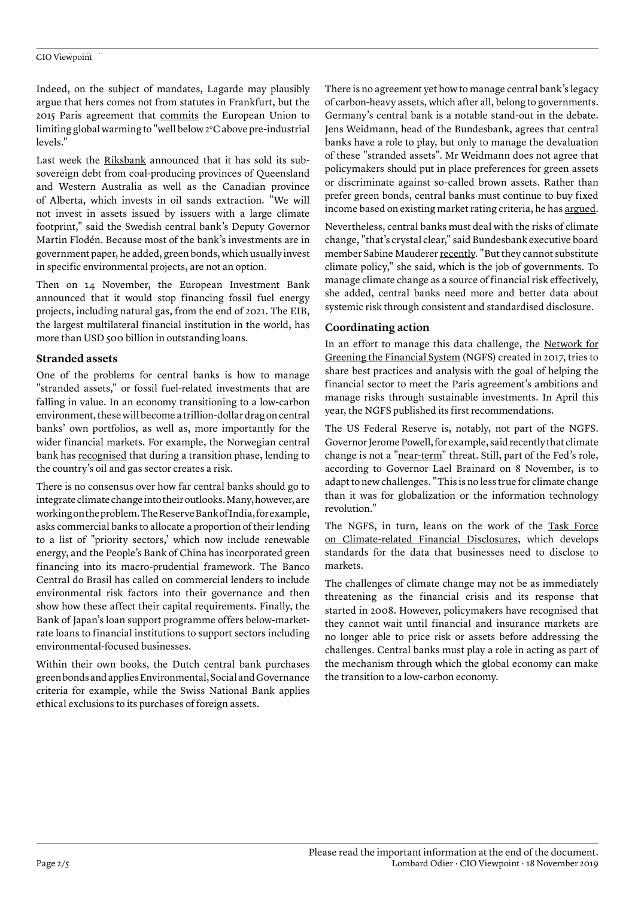Indeed, on the subject of mandates, Lagarde may plausibly argue that hers comes not from statutes in Frankfurt, but the 2015 Paris agreement that commits the European Union to limiting global warming to "well below 2°C above pre-industrial levels."

Last week the Riksbank announced that it has sold its sub-sovereign debt from coal-producing provinces of Queensland and Western Australia as well as the Canadian province of Alberta, which invests in oil sands extraction. "We will not invest in assets issued by issuers with a large climate footprint," said the Swedish central bank's Deputy Governor Martin Flodén. Because most of the bank's investments are in government paper, he added, green bonds, which usually invest in specific environmental projects, are not an option.

Then on 14 November, the European Investment Bank announced that it would stop financing fossil fuel energy projects, including natural gas, from the end of 2021. The EIB, the largest multilateral financial institution in the world, has more than USD 500 billion in outstanding loans.

## Stranded assets

One of the problems for central banks is how to manage "stranded assets," or fossil fuel-related investments that are falling in value. In an economy transitioning to a low-carbon environment, these will become a trillion-dollar drag on central banks' own portfolios, as well as, more importantly for the wider financial markets. For example, the Norwegian central bank has recognised that during a transition phase, lending to the country's oil and gas sector creates a risk.

There is no consensus over how far central banks should go to integrate climate change into their outlooks. Many, however, are working on the problem. The Reserve Bank of India, for example, asks commercial banks to allocate a proportion of their lending to a list of "priority sectors,' which now include renewable energy, and the People's Bank of China has incorporated green financing into its macro-prudential framework. The Banco Central do Brasil has called on commercial lenders to include environmental risk factors into their governance and then show how these affect their capital requirements. Finally, the Bank of Japan's loan support programme offers below-market-rate loans to financial institutions to support sectors including environmental-focused businesses.

Within their own books, the Dutch central bank purchases green bonds and applies Environmental, Social and Governance criteria for example, while the Swiss National Bank applies ethical exclusions to its purchases of foreign assets.

There is no agreement yet how to manage central bank's legacy of carbon-heavy assets, which after all, belong to governments. Germany's central bank is a notable stand-out in the debate. Jens Weidmann, head of the Bundesbank, agrees that central banks have a role to play, but only to manage the devaluation of these "stranded assets". Mr Weidmann does not agree that policymakers should put in place preferences for green assets or discriminate against so-called brown assets. Rather than prefer green bonds, central banks must continue to buy fixed income based on existing market rating criteria, he has argued.

Nevertheless, central banks must deal with the risks of climate change, "that's crystal clear," said Bundesbank executive board member Sabine Mauderer recently. "But they cannot substitute climate policy," she said, which is the job of governments. To manage climate change as a source of financial risk effectively, she added, central banks need more and better data about systemic risk through consistent and standardised disclosure.

## Coordinating action

In an effort to manage this data challenge, the Network for Greening the Financial System (NGFS) created in 2017, tries to share best practices and analysis with the goal of helping the financial sector to meet the Paris agreement's ambitions and manage risks through sustainable investments. In April this year, the NGFS published its first recommendations.

The US Federal Reserve is, notably, not part of the NGFS. Governor Jerome Powell, for example, said recently that climate change is not a "near-term" threat. Still, part of the Fed's role, according to Governor Lael Brainard on 8 November, is to adapt to new challenges. "This is no less true for climate change than it was for globalization or the information technology revolution."

The NGFS, in turn, leans on the work of the Task Force on Climate-related Financial Disclosures, which develops standards for the data that businesses need to disclose to markets.

The challenges of climate change may not be as immediately threatening as the financial crisis and its response that started in 2008. However, policymakers have recognised that they cannot wait until financial and insurance markets are no longer able to price risk or assets before addressing the challenges. Central banks must play a role in acting as part of the mechanism through which the global economy can make the transition to a low-carbon economy.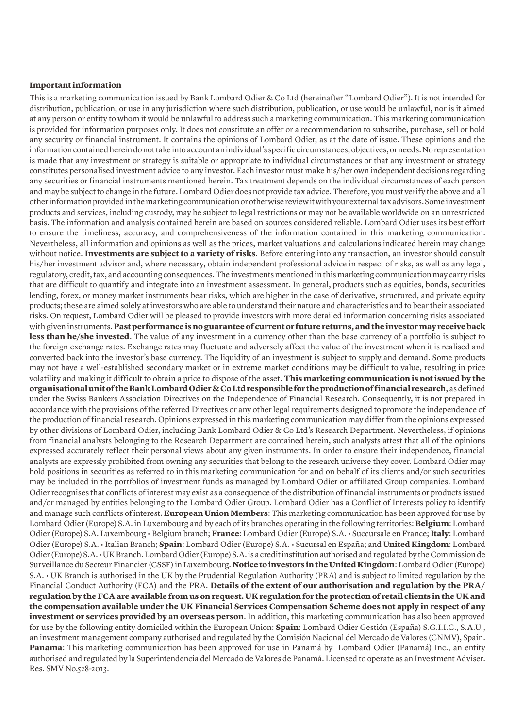**Important information**

This is a marketing communication issued by Bank Lombard Odier & Co Ltd (hereinafter "Lombard Odier"). It is not intended for distribution, publication, or use in any jurisdiction where such distribution, publication, or use would be unlawful, nor is it aimed at any person or entity to whom it would be unlawful to address such a marketing communication. This marketing communication is provided for information purposes only. It does not constitute an offer or a recommendation to subscribe, purchase, sell or hold any security or financial instrument. It contains the opinions of Lombard Odier, as at the date of issue. These opinions and the information contained herein do not take into account an individual's specific circumstances, objectives, or needs. No representation is made that any investment or strategy is suitable or appropriate to individual circumstances or that any investment or strategy constitutes personalised investment advice to any investor. Each investor must make his/her own independent decisions regarding any securities or financial instruments mentioned herein. Tax treatment depends on the individual circumstances of each person and may be subject to change in the future. Lombard Odier does not provide tax advice. Therefore, you must verify the above and all other information provided in the marketing communication or otherwise review it with your external tax advisors. Some investment products and services, including custody, may be subject to legal restrictions or may not be available worldwide on an unrestricted basis. The information and analysis contained herein are based on sources considered reliable. Lombard Odier uses its best effort to ensure the timeliness, accuracy, and comprehensiveness of the information contained in this marketing communication. Nevertheless, all information and opinions as well as the prices, market valuations and calculations indicated herein may change without notice. **Investments are subject to a variety of risks**. Before entering into any transaction, an investor should consult his/her investment advisor and, where necessary, obtain independent professional advice in respect of risks, as well as any legal, regulatory, credit, tax, and accounting consequences. The investments mentioned in this marketing communication may carry risks that are difficult to quantify and integrate into an investment assessment. In general, products such as equities, bonds, securities lending, forex, or money market instruments bear risks, which are higher in the case of derivative, structured, and private equity products; these are aimed solely at investors who are able to understand their nature and characteristics and to bear their associated risks. On request, Lombard Odier will be pleased to provide investors with more detailed information concerning risks associated with given instruments. **Past performance is no guarantee of current or future returns, and the investor may receive back less than he/she invested**. The value of any investment in a currency other than the base currency of a portfolio is subject to the foreign exchange rates. Exchange rates may fluctuate and adversely affect the value of the investment when it is realised and converted back into the investor's base currency. The liquidity of an investment is subject to supply and demand. Some products may not have a well-established secondary market or in extreme market conditions may be difficult to value, resulting in price volatility and making it difficult to obtain a price to dispose of the asset. **This marketing communication is not issued by the organisational unit of the Bank Lombard Odier & Co Ltd responsible for the production of financial research**, as defined under the Swiss Bankers Association Directives on the Independence of Financial Research. Consequently, it is not prepared in accordance with the provisions of the referred Directives or any other legal requirements designed to promote the independence of the production of financial research. Opinions expressed in this marketing communication may differ from the opinions expressed by other divisions of Lombard Odier, including Bank Lombard Odier & Co Ltd's Research Department. Nevertheless, if opinions from financial analysts belonging to the Research Department are contained herein, such analysts attest that all of the opinions expressed accurately reflect their personal views about any given instruments. In order to ensure their independence, financial analysts are expressly prohibited from owning any securities that belong to the research universe they cover. Lombard Odier may hold positions in securities as referred to in this marketing communication for and on behalf of its clients and/or such securities may be included in the portfolios of investment funds as managed by Lombard Odier or affiliated Group companies. Lombard Odier recognises that conflicts of interest may exist as a consequence of the distribution of financial instruments or products issued and/or managed by entities belonging to the Lombard Odier Group. Lombard Odier has a Conflict of Interests policy to identify and manage such conflicts of interest. **European Union Members**: This marketing communication has been approved for use by Lombard Odier (Europe) S.A. in Luxembourg and by each of its branches operating in the following territories: **Belgium**: Lombard Odier (Europe) S.A. Luxembourg • Belgium branch; **France**: Lombard Odier (Europe) S.A. • Succursale en France; **Italy**: Lombard Odier (Europe) S.A. • Italian Branch; **Spain**: Lombard Odier (Europe) S.A. • Sucursal en España; and **United Kingdom**: Lombard Odier (Europe) S.A. • UK Branch. Lombard Odier (Europe) S.A. is a credit institution authorised and regulated by the Commission de Surveillance du Secteur Financier (CSSF) in Luxembourg. **Notice to investors in the United Kingdom**: Lombard Odier (Europe) S.A. • UK Branch is authorised in the UK by the Prudential Regulation Authority (PRA) and is subject to limited regulation by the Financial Conduct Authority (FCA) and the PRA. **Details of the extent of our authorisation and regulation by the PRA/ regulation by the FCA are available from us on request. UK regulation for the protection of retail clients in the UK and the compensation available under the UK Financial Services Compensation Scheme does not apply in respect of any investment or services provided by an overseas person**. In addition, this marketing communication has also been approved for use by the following entity domiciled within the European Union: **Spain**: Lombard Odier Gestión (España) S.G.I.I.C., S.A.U., an investment management company authorised and regulated by the Comisión Nacional del Mercado de Valores (CNMV), Spain. **Panama**: This marketing communication has been approved for use in Panamá by Lombard Odier (Panamá) Inc., an entity authorised and regulated by la Superintendencia del Mercado de Valores de Panamá. Licensed to operate as an Investment Adviser. Res. SMV No.528-2013.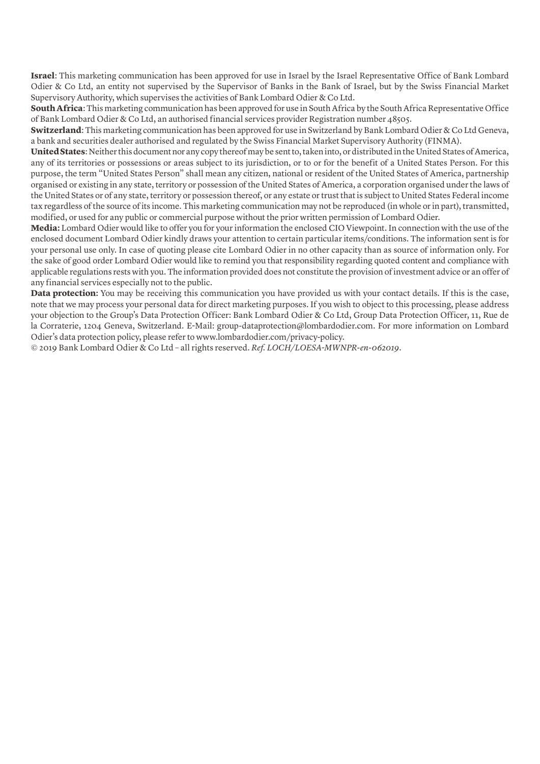**Israel**: This marketing communication has been approved for use in Israel by the Israel Representative Office of Bank Lombard Odier & Co Ltd, an entity not supervised by the Supervisor of Banks in the Bank of Israel, but by the Swiss Financial Market Supervisory Authority, which supervises the activities of Bank Lombard Odier & Co Ltd.

**South Africa**: This marketing communication has been approved for use in South Africa by the South Africa Representative Office of Bank Lombard Odier & Co Ltd, an authorised financial services provider Registration number 48505.

**Switzerland**: This marketing communication has been approved for use in Switzerland by Bank Lombard Odier & Co Ltd Geneva, a bank and securities dealer authorised and regulated by the Swiss Financial Market Supervisory Authority (FINMA).

**United States**: Neither this document nor any copy thereof may be sent to, taken into, or distributed in the United States of America, any of its territories or possessions or areas subject to its jurisdiction, or to or for the benefit of a United States Person. For this purpose, the term "United States Person" shall mean any citizen, national or resident of the United States of America, partnership organised or existing in any state, territory or possession of the United States of America, a corporation organised under the laws of the United States or of any state, territory or possession thereof, or any estate or trust that is subject to United States Federal income tax regardless of the source of its income. This marketing communication may not be reproduced (in whole or in part), transmitted, modified, or used for any public or commercial purpose without the prior written permission of Lombard Odier.

**Media:** Lombard Odier would like to offer you for your information the enclosed CIO Viewpoint. In connection with the use of the enclosed document Lombard Odier kindly draws your attention to certain particular items/conditions. The information sent is for your personal use only. In case of quoting please cite Lombard Odier in no other capacity than as source of information only. For the sake of good order Lombard Odier would like to remind you that responsibility regarding quoted content and compliance with applicable regulations rests with you. The information provided does not constitute the provision of investment advice or an offer of any financial services especially not to the public.

**Data protection**: You may be receiving this communication you have provided us with your contact details. If this is the case, note that we may process your personal data for direct marketing purposes. If you wish to object to this processing, please address your objection to the Group's Data Protection Officer: Bank Lombard Odier & Co Ltd, Group Data Protection Officer, 11, Rue de la Corraterie, 1204 Geneva, Switzerland. E-Mail: group-dataprotection@lombardodier.com. For more information on Lombard Odier's data protection policy, please refer to www.lombardodier.com/privacy-policy.

© 2019 Bank Lombard Odier & Co Ltd – all rights reserved. *Ref. LOCH/LOESA-MWNPR-en-062019*.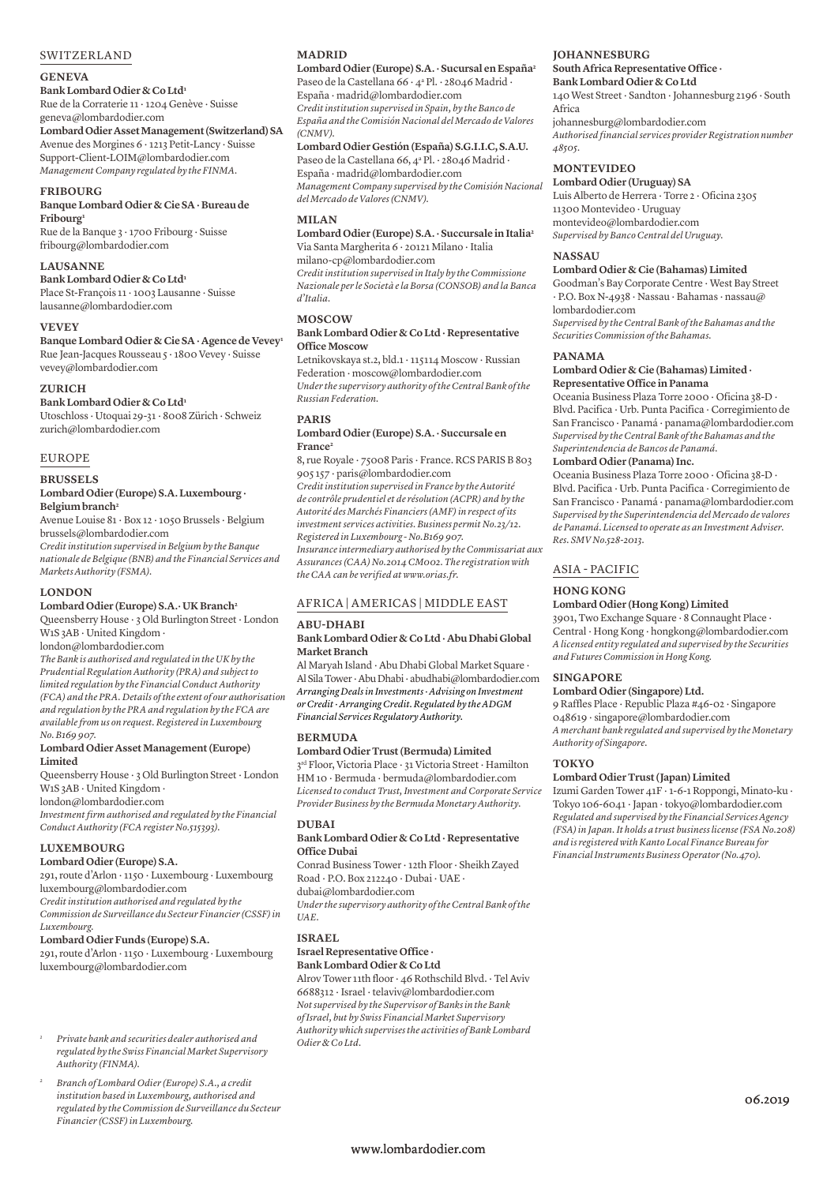## SWITZERLAND

### GENEVA

**Bank Lombard Odier & Co Ltd**[1]
Rue de la Corraterie 11 · 1204 Genève · Suisse
geneva@lombardodier.com

**Lombard Odier Asset Management (Switzerland) SA**
Avenue des Morgines 6 · 1213 Petit-Lancy · Suisse
Support-Client-LOIM@lombardodier.com
*Management Company regulated by the FINMA.*

### FRIBOURG

**Banque Lombard Odier & Cie SA · Bureau de Fribourg**[1]
Rue de la Banque 3 · 1700 Fribourg · Suisse
fribourg@lombardodier.com

### LAUSANNE

**Bank Lombard Odier & Co Ltd**[1]
Place St-François 11 · 1003 Lausanne · Suisse
lausanne@lombardodier.com

### VEVEY

**Banque Lombard Odier & Cie SA · Agence de Vevey**[1]
Rue Jean-Jacques Rousseau 5 · 1800 Vevey · Suisse
vevey@lombardodier.com

### ZURICH

**Bank Lombard Odier & Co Ltd**[1]
Utoschloss · Utoquai 29-31 · 8008 Zürich · Schweiz
zurich@lombardodier.com

## EUROPE

### BRUSSELS

**Lombard Odier (Europe) S.A. Luxembourg · Belgium branch**[2]
Avenue Louise 81 · Box 12 · 1050 Brussels · Belgium
brussels@lombardodier.com
*Credit institution supervised in Belgium by the Banque nationale de Belgique (BNB) and the Financial Services and Markets Authority (FSMA).*

### LONDON

**Lombard Odier (Europe) S.A.· UK Branch**[2]
Queensberry House · 3 Old Burlington Street · London W1S 3AB · United Kingdom ·
london@lombardodier.com
*The Bank is authorised and regulated in the UK by the Prudential Regulation Authority (PRA) and subject to limited regulation by the Financial Conduct Authority (FCA) and the PRA. Details of the extent of our authorisation and regulation by the PRA and regulation by the FCA are available from us on request. Registered in Luxembourg No. B169 907.*

**Lombard Odier Asset Management (Europe) Limited**
Queensberry House · 3 Old Burlington Street · London W1S 3AB · United Kingdom ·
london@lombardodier.com
*Investment firm authorised and regulated by the Financial Conduct Authority (FCA register No.515393).*

### LUXEMBOURG

**Lombard Odier (Europe) S.A.**
291, route d'Arlon · 1150 · Luxembourg · Luxembourg
luxembourg@lombardodier.com
*Credit institution authorised and regulated by the Commission de Surveillance du Secteur Financier (CSSF) in Luxembourg.*

**Lombard Odier Funds (Europe) S.A.**
291, route d'Arlon · 1150 · Luxembourg · Luxembourg
luxembourg@lombardodier.com

### MADRID

**Lombard Odier (Europe) S.A. · Sucursal en España**[2]
Paseo de la Castellana 66 · 4ª Pl. · 28046 Madrid · España · madrid@lombardodier.com
*Credit institution supervised in Spain, by the Banco de España and the Comisión Nacional del Mercado de Valores (CNMV).*

**Lombard Odier Gestión (España) S.G.I.I.C, S.A.U.**
Paseo de la Castellana 66, 4ª Pl. · 28046 Madrid · España · madrid@lombardodier.com
*Management Company supervised by the Comisión Nacional del Mercado de Valores (CNMV).*

### MILAN

**Lombard Odier (Europe) S.A. · Succursale in Italia**[2]
Via Santa Margherita 6 · 20121 Milano · Italia
milano-cp@lombardodier.com
*Credit institution supervised in Italy by the Commissione Nazionale per le Società e la Borsa (CONSOB) and la Banca d'Italia.*

### MOSCOW

**Bank Lombard Odier & Co Ltd · Representative Office Moscow**
Letnikovskaya st.2, bld.1 · 115114 Moscow · Russian Federation · moscow@lombardodier.com
*Under the supervisory authority of the Central Bank of the Russian Federation.*

### PARIS

**Lombard Odier (Europe) S.A. · Succursale en France**[2]
8, rue Royale · 75008 Paris · France. RCS PARIS B 803 905 157 · paris@lombardodier.com
*Credit institution supervised in France by the Autorité de contrôle prudentiel et de résolution (ACPR) and by the Autorité des Marchés Financiers (AMF) in respect of its investment services activities. Business permit No.23/12. Registered in Luxembourg - No.B169 907. Insurance intermediary authorised by the Commissariat aux Assurances (CAA) No.2014 CM002. The registration with the CAA can be verified at www.orias.fr.*

## AFRICA | AMERICAS | MIDDLE EAST

### ABU-DHABI

**Bank Lombard Odier & Co Ltd · Abu Dhabi Global Market Branch**
Al Maryah Island · Abu Dhabi Global Market Square · Al Sila Tower · Abu Dhabi · abudhabi@lombardodier.com
***Arranging Deals in Investments · Advising on Investment or Credit · Arranging Credit. Regulated by the ADGM Financial Services Regulatory Authority.***

### BERMUDA

**Lombard Odier Trust (Bermuda) Limited**
3rd Floor, Victoria Place · 31 Victoria Street · Hamilton HM 10 · Bermuda · bermuda@lombardodier.com
*Licensed to conduct Trust, Investment and Corporate Service Provider Business by the Bermuda Monetary Authority.*

### DUBAI

**Bank Lombard Odier & Co Ltd · Representative Office Dubai**
Conrad Business Tower · 12th Floor · Sheikh Zayed Road · P.O. Box 212240 · Dubai · UAE ·
dubai@lombardodier.com
*Under the supervisory authority of the Central Bank of the UAE.*

### ISRAEL

**Israel Representative Office · Bank Lombard Odier & Co Ltd**
Alrov Tower 11th floor · 46 Rothschild Blvd. · Tel Aviv 6688312 · Israel · telaviv@lombardodier.com
*Not supervised by the Supervisor of Banks in the Bank of Israel, but by Swiss Financial Market Supervisory Authority which supervises the activities of Bank Lombard Odier & Co Ltd.*

### JOHANNESBURG

**South Africa Representative Office · Bank Lombard Odier & Co Ltd**
140 West Street · Sandton · Johannesburg 2196 · South Africa
johannesburg@lombardodier.com
*Authorised financial services provider Registration number 48505.*

### MONTEVIDEO

**Lombard Odier (Uruguay) SA**
Luis Alberto de Herrera · Torre 2 · Oficina 2305
11300 Montevideo · Uruguay
montevideo@lombardodier.com
*Supervised by Banco Central del Uruguay.*

### NASSAU

**Lombard Odier & Cie (Bahamas) Limited**
Goodman's Bay Corporate Centre · West Bay Street · P.O. Box N-4938 · Nassau · Bahamas · nassau@lombardodier.com
*Supervised by the Central Bank of the Bahamas and the Securities Commission of the Bahamas.*

### PANAMA

**Lombard Odier & Cie (Bahamas) Limited · Representative Office in Panama**
Oceania Business Plaza Torre 2000 · Oficina 38-D · Blvd. Pacifica · Urb. Punta Pacifica · Corregimiento de San Francisco · Panamá · panama@lombardodier.com
*Supervised by the Central Bank of the Bahamas and the Superintendencia de Bancos de Panamá.*

**Lombard Odier (Panama) Inc.**
Oceania Business Plaza Torre 2000 · Oficina 38-D · Blvd. Pacifica · Urb. Punta Pacifica · Corregimiento de San Francisco · Panamá · panama@lombardodier.com
*Supervised by the Superintendencia del Mercado de valores de Panamá. Licensed to operate as an Investment Adviser. Res. SMV No.528-2013.*

## ASIA - PACIFIC

### HONG KONG

**Lombard Odier (Hong Kong) Limited**
3901, Two Exchange Square · 8 Connaught Place · Central · Hong Kong · hongkong@lombardodier.com
*A licensed entity regulated and supervised by the Securities and Futures Commission in Hong Kong.*

### SINGAPORE

**Lombard Odier (Singapore) Ltd.**
9 Raffles Place · Republic Plaza #46-02 · Singapore 048619 · singapore@lombardodier.com
*A merchant bank regulated and supervised by the Monetary Authority of Singapore.*

### TOKYO

**Lombard Odier Trust (Japan) Limited**
Izumi Garden Tower 41F · 1-6-1 Roppongi, Minato-ku · Tokyo 106-6041 · Japan · tokyo@lombardodier.com
*Regulated and supervised by the Financial Services Agency (FSA) in Japan. It holds a trust business license (FSA No.208) and is registered with Kanto Local Finance Bureau for Financial Instruments Business Operator (No.470).*

---

[1] *Private bank and securities dealer authorised and regulated by the Swiss Financial Market Supervisory Authority (FINMA).*

[2] *Branch of Lombard Odier (Europe) S.A., a credit institution based in Luxembourg, authorised and regulated by the Commission de Surveillance du Secteur Financier (CSSF) in Luxembourg.*

06.2019

www.lombardodier.com